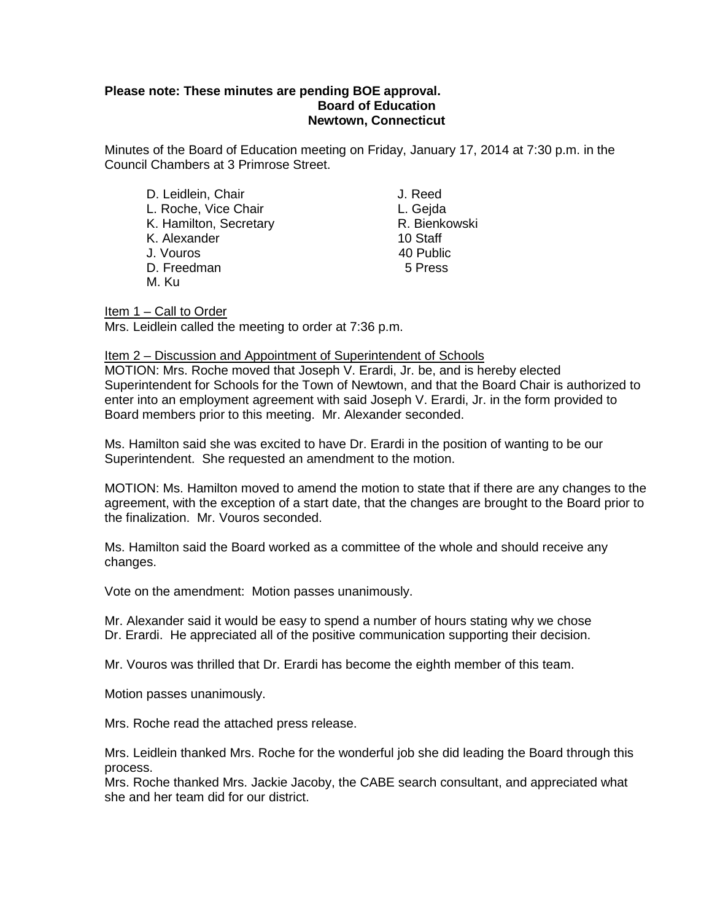**Please note: These minutes are pending BOE approval.**

**Board of Education**
**Newtown, Connecticut**

Minutes of the Board of Education meeting on Friday, January 17, 2014 at 7:30 p.m. in the Council Chambers at 3 Primrose Street.

| | |
|---|---|
| D. Leidlein, Chair | J. Reed |
| L. Roche, Vice Chair | L. Gejda |
| K. Hamilton, Secretary | R. Bienkowski |
| K. Alexander | 10 Staff |
| J. Vouros | 40 Public |
| D. Freedman | 5 Press |
| M. Ku | |

Item 1 – Call to Order
Mrs. Leidlein called the meeting to order at 7:36 p.m.

Item 2 – Discussion and Appointment of Superintendent of Schools
MOTION: Mrs. Roche moved that Joseph V. Erardi, Jr. be, and is hereby elected Superintendent for Schools for the Town of Newtown, and that the Board Chair is authorized to enter into an employment agreement with said Joseph V. Erardi, Jr. in the form provided to Board members prior to this meeting. Mr. Alexander seconded.

Ms. Hamilton said she was excited to have Dr. Erardi in the position of wanting to be our Superintendent. She requested an amendment to the motion.

MOTION: Ms. Hamilton moved to amend the motion to state that if there are any changes to the agreement, with the exception of a start date, that the changes are brought to the Board prior to the finalization. Mr. Vouros seconded.

Ms. Hamilton said the Board worked as a committee of the whole and should receive any changes.

Vote on the amendment: Motion passes unanimously.

Mr. Alexander said it would be easy to spend a number of hours stating why we chose Dr. Erardi. He appreciated all of the positive communication supporting their decision.

Mr. Vouros was thrilled that Dr. Erardi has become the eighth member of this team.

Motion passes unanimously.

Mrs. Roche read the attached press release.

Mrs. Leidlein thanked Mrs. Roche for the wonderful job she did leading the Board through this process.
Mrs. Roche thanked Mrs. Jackie Jacoby, the CABE search consultant, and appreciated what she and her team did for our district.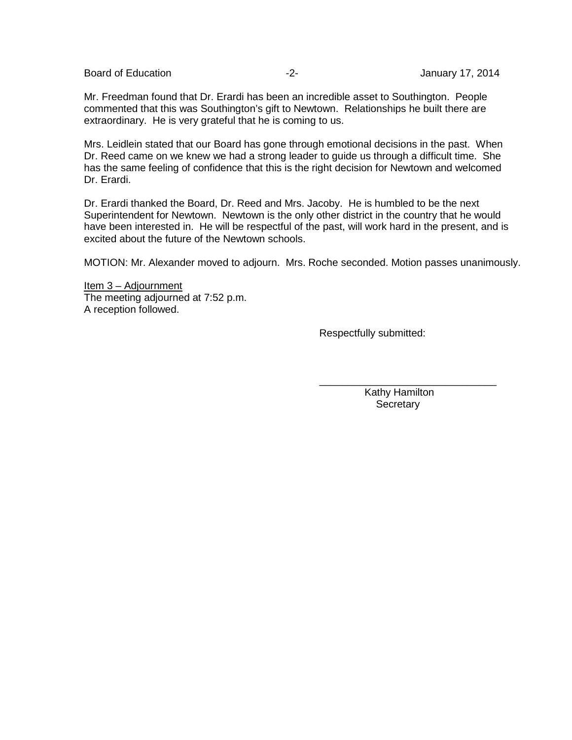Mr. Freedman found that Dr. Erardi has been an incredible asset to Southington. People commented that this was Southington's gift to Newtown. Relationships he built there are extraordinary. He is very grateful that he is coming to us.

Mrs. Leidlein stated that our Board has gone through emotional decisions in the past. When Dr. Reed came on we knew we had a strong leader to guide us through a difficult time. She has the same feeling of confidence that this is the right decision for Newtown and welcomed Dr. Erardi.

Dr. Erardi thanked the Board, Dr. Reed and Mrs. Jacoby. He is humbled to be the next Superintendent for Newtown. Newtown is the only other district in the country that he would have been interested in. He will be respectful of the past, will work hard in the present, and is excited about the future of the Newtown schools.

MOTION: Mr. Alexander moved to adjourn. Mrs. Roche seconded. Motion passes unanimously.

<u>Item 3 – Adjournment</u>
The meeting adjourned at 7:52 p.m.
A reception followed.

Respectfully submitted:

\_\_\_\_\_\_\_\_\_\_\_\_\_\_\_\_\_\_\_\_\_\_\_\_\_\_\_\_\_\_
Kathy Hamilton
Secretary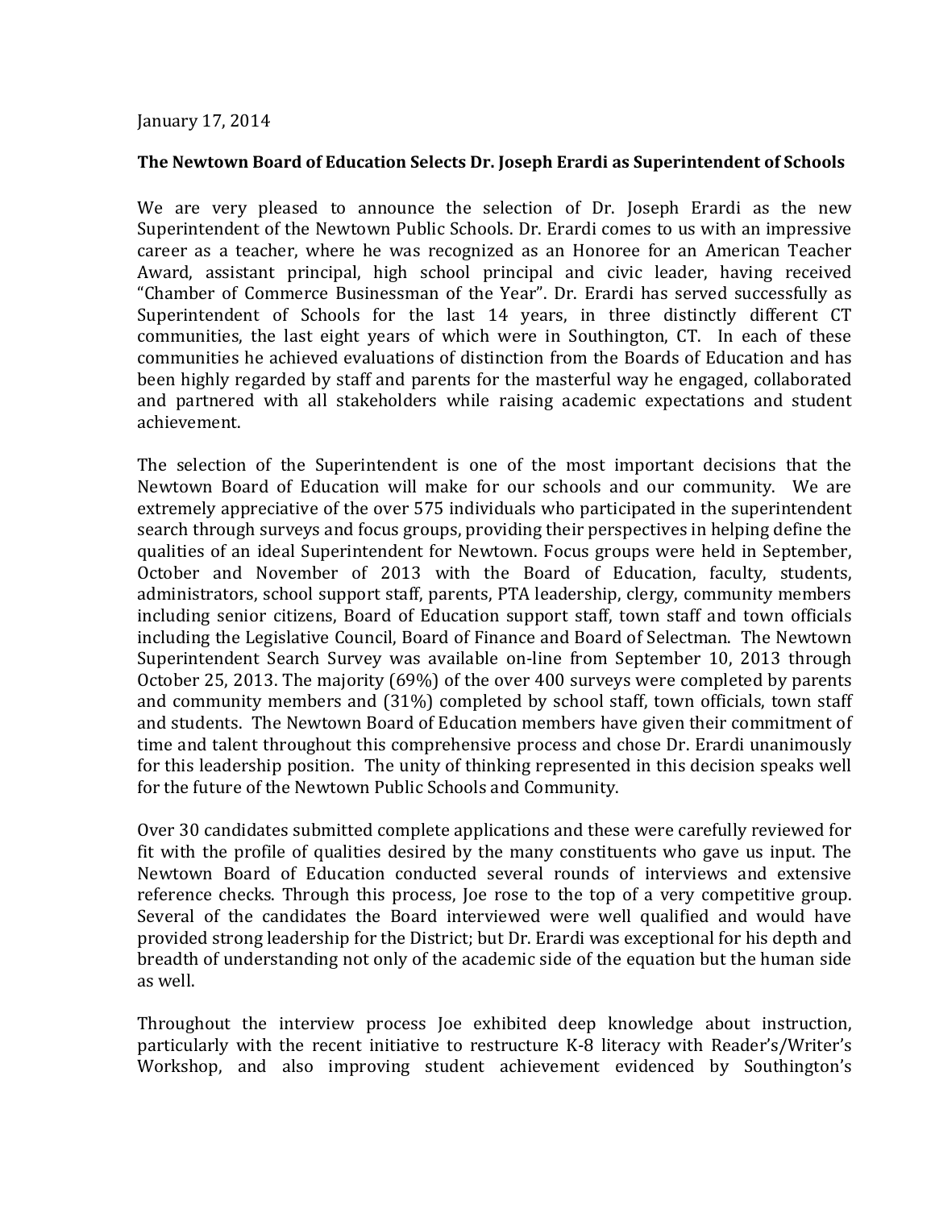January 17, 2014

**The Newtown Board of Education Selects Dr. Joseph Erardi as Superintendent of Schools**

We are very pleased to announce the selection of Dr. Joseph Erardi as the new Superintendent of the Newtown Public Schools. Dr. Erardi comes to us with an impressive career as a teacher, where he was recognized as an Honoree for an American Teacher Award, assistant principal, high school principal and civic leader, having received "Chamber of Commerce Businessman of the Year". Dr. Erardi has served successfully as Superintendent of Schools for the last 14 years, in three distinctly different CT communities, the last eight years of which were in Southington, CT. In each of these communities he achieved evaluations of distinction from the Boards of Education and has been highly regarded by staff and parents for the masterful way he engaged, collaborated and partnered with all stakeholders while raising academic expectations and student achievement.

The selection of the Superintendent is one of the most important decisions that the Newtown Board of Education will make for our schools and our community. We are extremely appreciative of the over 575 individuals who participated in the superintendent search through surveys and focus groups, providing their perspectives in helping define the qualities of an ideal Superintendent for Newtown. Focus groups were held in September, October and November of 2013 with the Board of Education, faculty, students, administrators, school support staff, parents, PTA leadership, clergy, community members including senior citizens, Board of Education support staff, town staff and town officials including the Legislative Council, Board of Finance and Board of Selectman. The Newtown Superintendent Search Survey was available on-line from September 10, 2013 through October 25, 2013. The majority (69%) of the over 400 surveys were completed by parents and community members and (31%) completed by school staff, town officials, town staff and students. The Newtown Board of Education members have given their commitment of time and talent throughout this comprehensive process and chose Dr. Erardi unanimously for this leadership position. The unity of thinking represented in this decision speaks well for the future of the Newtown Public Schools and Community.

Over 30 candidates submitted complete applications and these were carefully reviewed for fit with the profile of qualities desired by the many constituents who gave us input. The Newtown Board of Education conducted several rounds of interviews and extensive reference checks. Through this process, Joe rose to the top of a very competitive group. Several of the candidates the Board interviewed were well qualified and would have provided strong leadership for the District; but Dr. Erardi was exceptional for his depth and breadth of understanding not only of the academic side of the equation but the human side as well.

Throughout the interview process Joe exhibited deep knowledge about instruction, particularly with the recent initiative to restructure K-8 literacy with Reader's/Writer's Workshop, and also improving student achievement evidenced by Southington's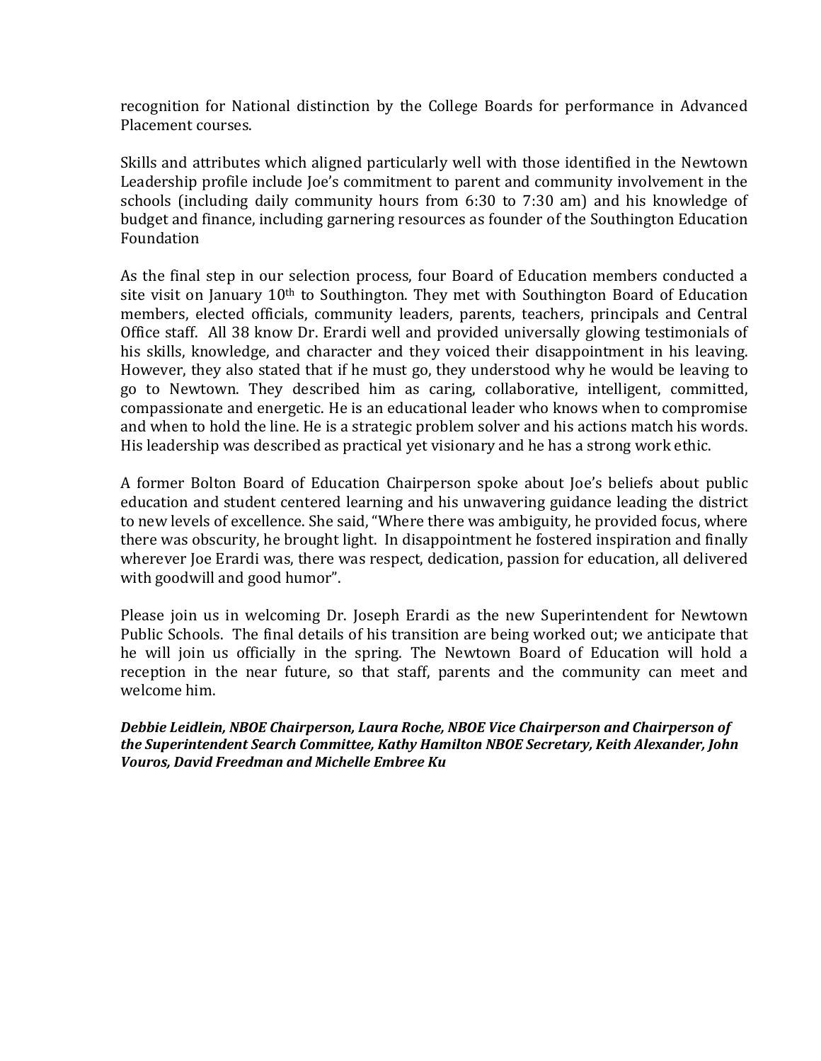recognition for National distinction by the College Boards for performance in Advanced Placement courses.

Skills and attributes which aligned particularly well with those identified in the Newtown Leadership profile include Joe's commitment to parent and community involvement in the schools (including daily community hours from 6:30 to 7:30 am) and his knowledge of budget and finance, including garnering resources as founder of the Southington Education Foundation

As the final step in our selection process, four Board of Education members conducted a site visit on January 10th to Southington. They met with Southington Board of Education members, elected officials, community leaders, parents, teachers, principals and Central Office staff. All 38 know Dr. Erardi well and provided universally glowing testimonials of his skills, knowledge, and character and they voiced their disappointment in his leaving. However, they also stated that if he must go, they understood why he would be leaving to go to Newtown. They described him as caring, collaborative, intelligent, committed, compassionate and energetic. He is an educational leader who knows when to compromise and when to hold the line. He is a strategic problem solver and his actions match his words. His leadership was described as practical yet visionary and he has a strong work ethic.

A former Bolton Board of Education Chairperson spoke about Joe's beliefs about public education and student centered learning and his unwavering guidance leading the district to new levels of excellence. She said, "Where there was ambiguity, he provided focus, where there was obscurity, he brought light. In disappointment he fostered inspiration and finally wherever Joe Erardi was, there was respect, dedication, passion for education, all delivered with goodwill and good humor".

Please join us in welcoming Dr. Joseph Erardi as the new Superintendent for Newtown Public Schools. The final details of his transition are being worked out; we anticipate that he will join us officially in the spring. The Newtown Board of Education will hold a reception in the near future, so that staff, parents and the community can meet and welcome him.

***Debbie Leidlein, NBOE Chairperson, Laura Roche, NBOE Vice Chairperson and Chairperson of the Superintendent Search Committee, Kathy Hamilton NBOE Secretary, Keith Alexander, John Vouros, David Freedman and Michelle Embree Ku***